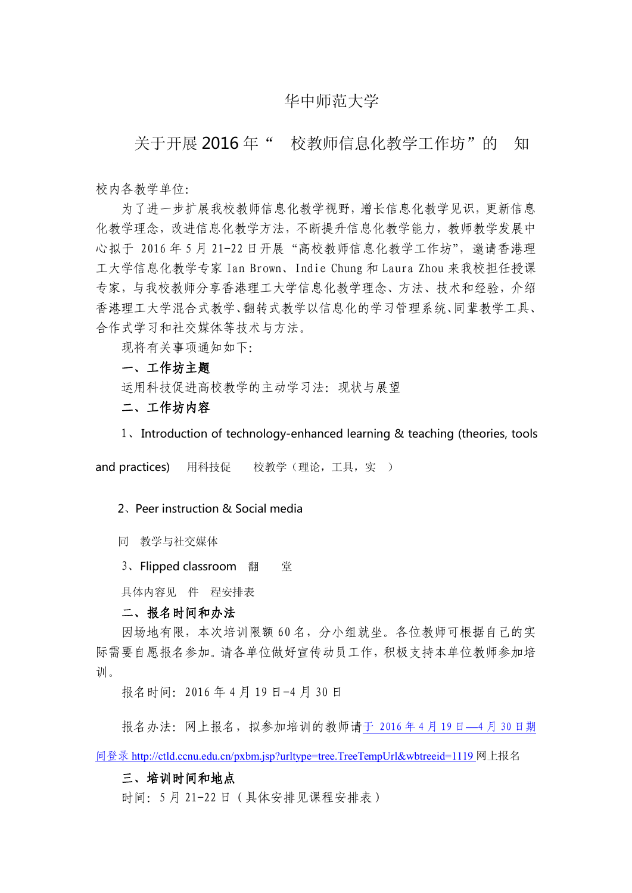# 华中师范大学

## 关于开展2016年“ 校教师信息化教学工作坊”的 知

校内各教学单位:

为了进一步扩展我校教师信息化教学视野，增长信息化教学见识，更新信息化教学理念，改进信息化教学方法，不断提升信息化教学能力，教师教学发展中心拟于 2016年5月21-22日开展“高校教师信息化教学工作坊”，邀请香港理工大学信息化教学专家Ian Brown、Indie Chung和Laura Zhou来我校担任授课专家，与我校教师分享香港理工大学信息化教学理念、方法、技术和经验，介绍香港理工大学混合式教学、翻转式教学以信息化的学习管理系统、同辈教学工具、合作式学习和社交媒体等技术与方法。

现将有关事项通知如下:

**一、工作坊主题**

运用科技促进高校教学的主动学习法：现状与展望

**二、工作坊内容**

1、Introduction of technology-enhanced learning & teaching (theories, tools and practices) 用科技促 校教学（理论，工具，实 ）

2、Peer instruction & Social media

同 教学与社交媒体

3、Flipped classroom 翻 堂

具体内容见 件 程安排表

**二、报名时间和办法**

因场地有限，本次培训限额60名，分小组就坐。各位教师可根据自己的实际需要自愿报名参加。请各单位做好宣传动员工作，积极支持本单位教师参加培训。

报名时间：2016年4月19日-4月30日

报名办法：网上报名，拟参加培训的教师请于 2016年4月19日—4月30日期间登录 http://ctld.ccnu.edu.cn/pxbm.jsp?urltype=tree.TreeTempUrl&wbtreeid=1119 网上报名

**三、培训时间和地点**

时间：5月21-22日（具体安排见课程安排表）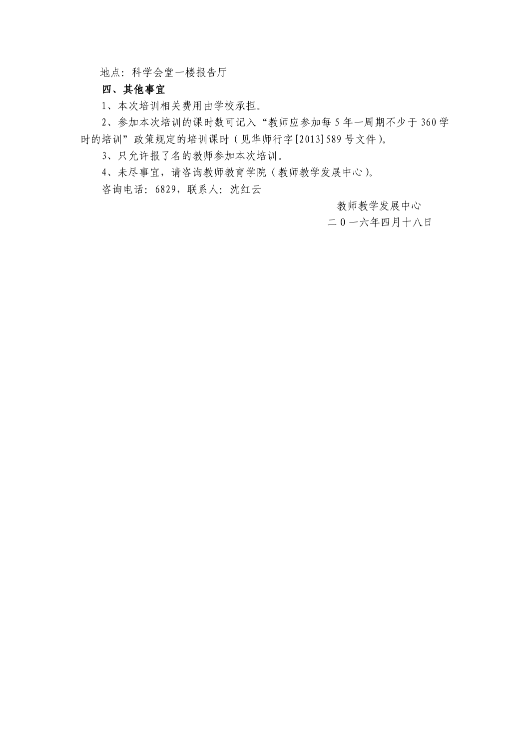地点：科学会堂一楼报告厅

**四、其他事宜**

1、本次培训相关费用由学校承担。

2、参加本次培训的课时数可记入“教师应参加每 5 年一周期不少于 360 学时的培训”政策规定的培训课时（见华师行字[2013]589 号文件）。

3、只允许报了名的教师参加本次培训。

4、未尽事宜，请咨询教师教育学院（教师教学发展中心）。

咨询电话：6829，联系人：沈红云

教师教学发展中心

二０一六年四月十八日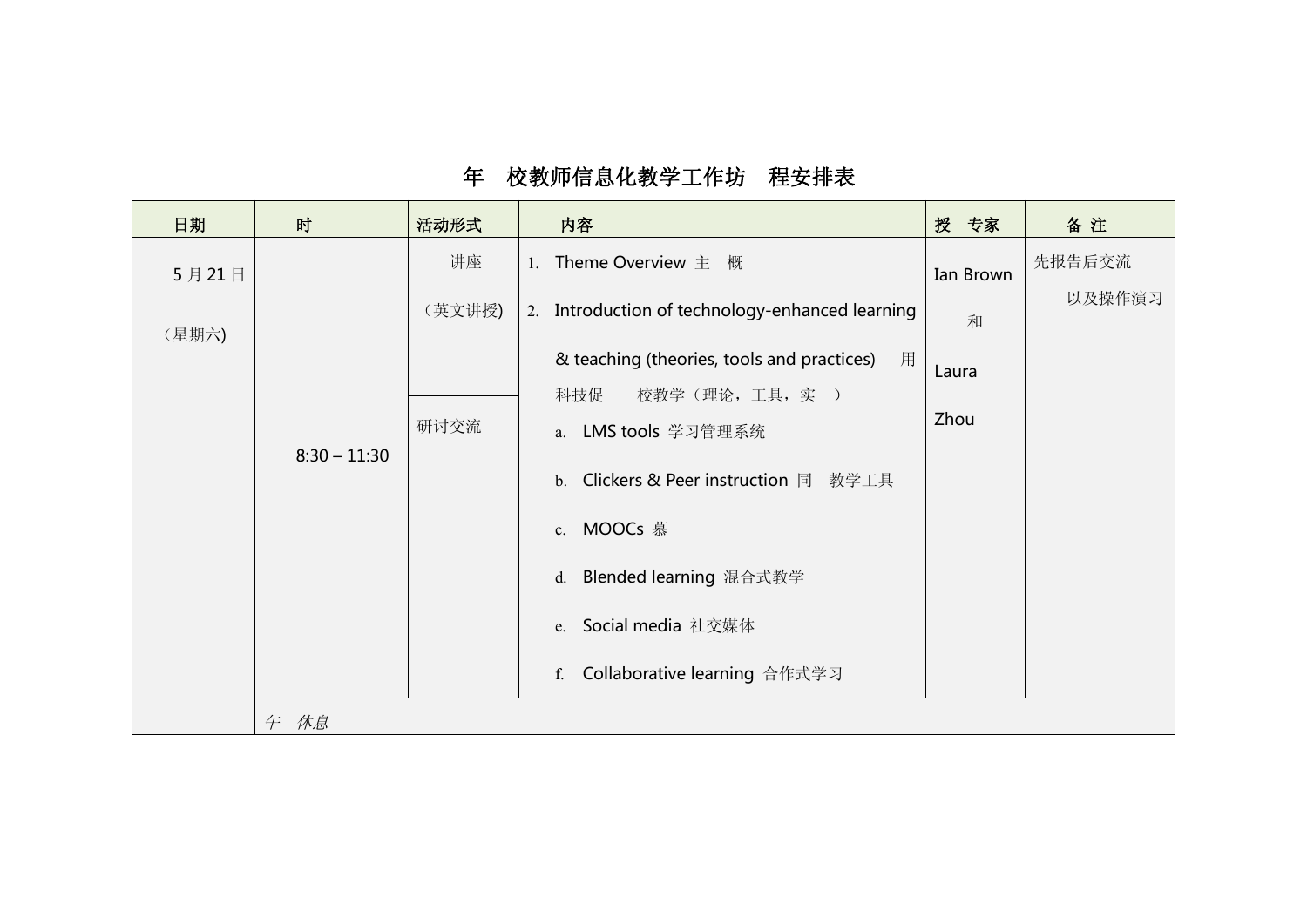# 年　校教师信息化教学工作坊　程安排表

| 日期 | 时 | 活动形式 | 内容 | 授　专家 | 备 注 |
|---|---|---|---|---|---|
| 5 月 21 日<br><br>（星期六) | 8:30 – 11:30 | 讲座<br><br>（英文讲授) | 1. Theme Overview 主　概<br>2. Introduction of technology-enhanced learning & teaching (theories, tools and practices)　用科技促　　校教学（理论，工具，实　）<br>a. LMS tools 学习管理系统<br>b. Clickers & Peer instruction 同　教学工具<br>c. MOOCs 慕<br>d. Blended learning 混合式教学<br>e. Social media 社交媒体<br>f. Collaborative learning 合作式学习 | Ian Brown<br><br>和<br><br>Laura<br><br>Zhou | 先报告后交流<br><br>以及操作演习 |
| | | 研讨交流 | | | |
| | *午　休息* | | | | |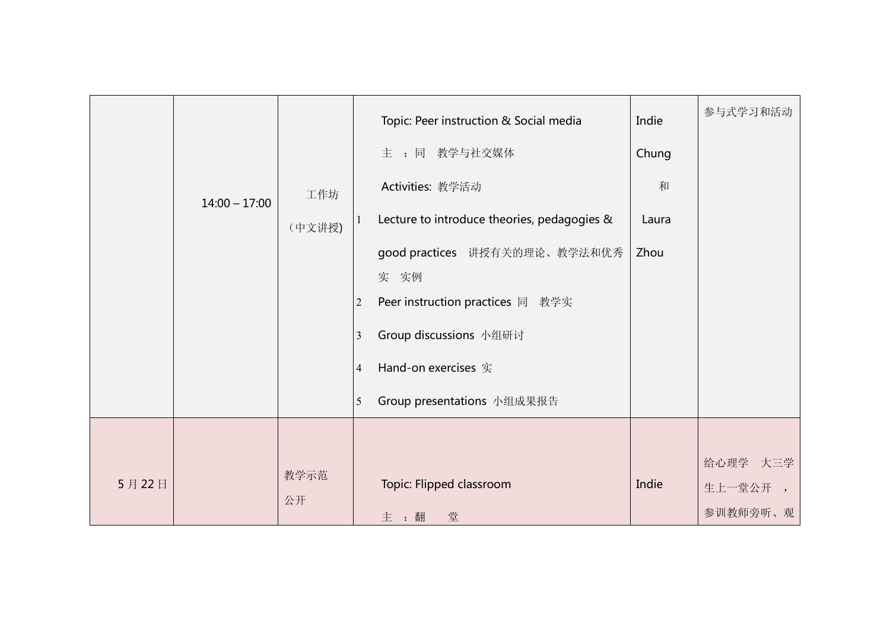|  | 14:00 – 17:00 | 工作坊<br>（中文讲授) | Topic: Peer instruction & Social media<br>主 ：同 教学与社交媒体<br>Activities: 教学活动<br>1 Lecture to introduce theories, pedagogies & good practices 讲授有关的理论、教学法和优秀实 实例<br>2 Peer instruction practices 同 教学实<br>3 Group discussions 小组研讨<br>4 Hand-on exercises 实<br>5 Group presentations 小组成果报告 | Indie Chung 和 Laura Zhou | 参与式学习和活动 |
|---|---|---|---|---|---|
| 5月22日 |  | 教学示范<br>公开 | Topic: Flipped classroom<br>主 ：翻 堂 | Indie | 给心理学 大三学生上一堂公开 ，参训教师旁听、观 |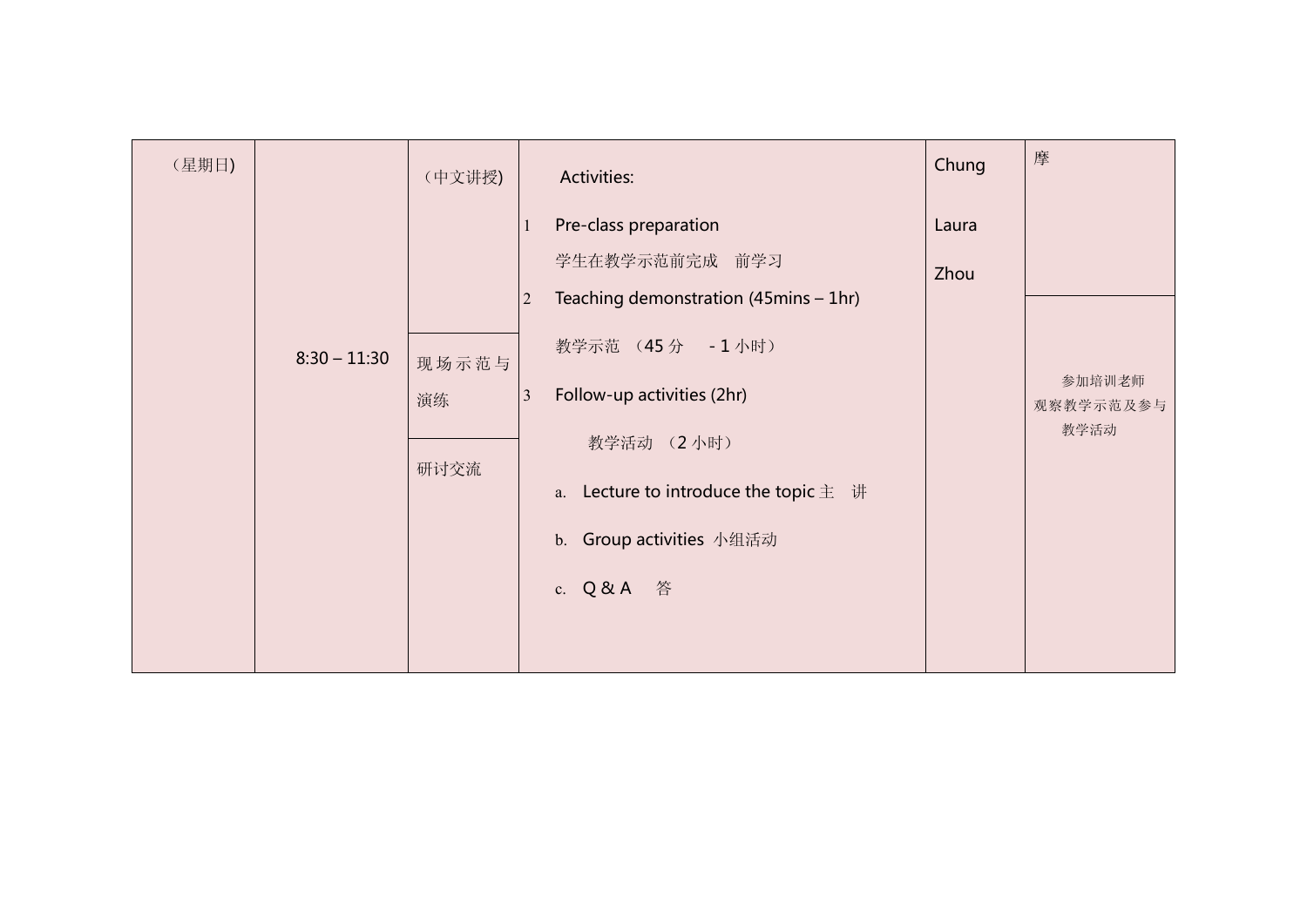| （星期日) | 8:30 – 11:30 | （中文讲授)<br><br>现场示范与演练<br><br>研讨交流 | Activities:<br>1 Pre-class preparation<br>学生在教学示范前完成 前学习<br>2 Teaching demonstration (45mins – 1hr)<br>教学示范 （45 分 - 1 小时）<br>3 Follow-up activities (2hr)<br>教学活动 （2 小时）<br>a. Lecture to introduce the topic 主 讲<br>b. Group activities 小组活动<br>c. Q & A 答 | Chung<br>Laura<br>Zhou | 摩<br><br>参加培训老师观察教学示范及参与教学活动 |
|---|---|---|---|---|---|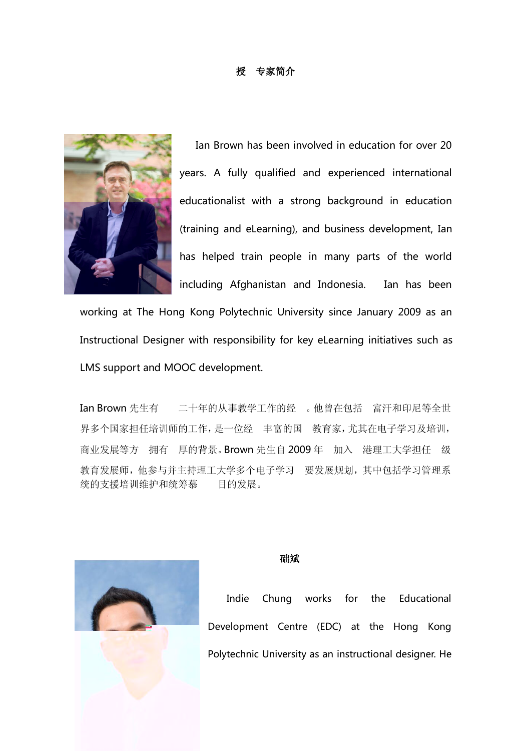# 授 专家简介

Ian Brown has been involved in education for over 20 years. A fully qualified and experienced international educationalist with a strong background in education (training and eLearning), and business development, Ian has helped train people in many parts of the world including Afghanistan and Indonesia. Ian has been working at The Hong Kong Polytechnic University since January 2009 as an Instructional Designer with responsibility for key eLearning initiatives such as LMS support and MOOC development.

Ian Brown 先生有 二十年的从事教学工作的经 。他曾在包括 富汗和印尼等全世界多个国家担任培训师的工作，是一位经 丰富的国 教育家，尤其在电子学习及培训，商业发展等方 拥有 厚的背景。Brown 先生自 2009 年 加入 港理工大学担任 级教育发展师，他参与并主持理工大学多个电子学习 要发展规划，其中包括学习管理系统的支援培训维护和统筹慕 目的发展。

## 础斌

Indie Chung works for the Educational Development Centre (EDC) at the Hong Kong Polytechnic University as an instructional designer. He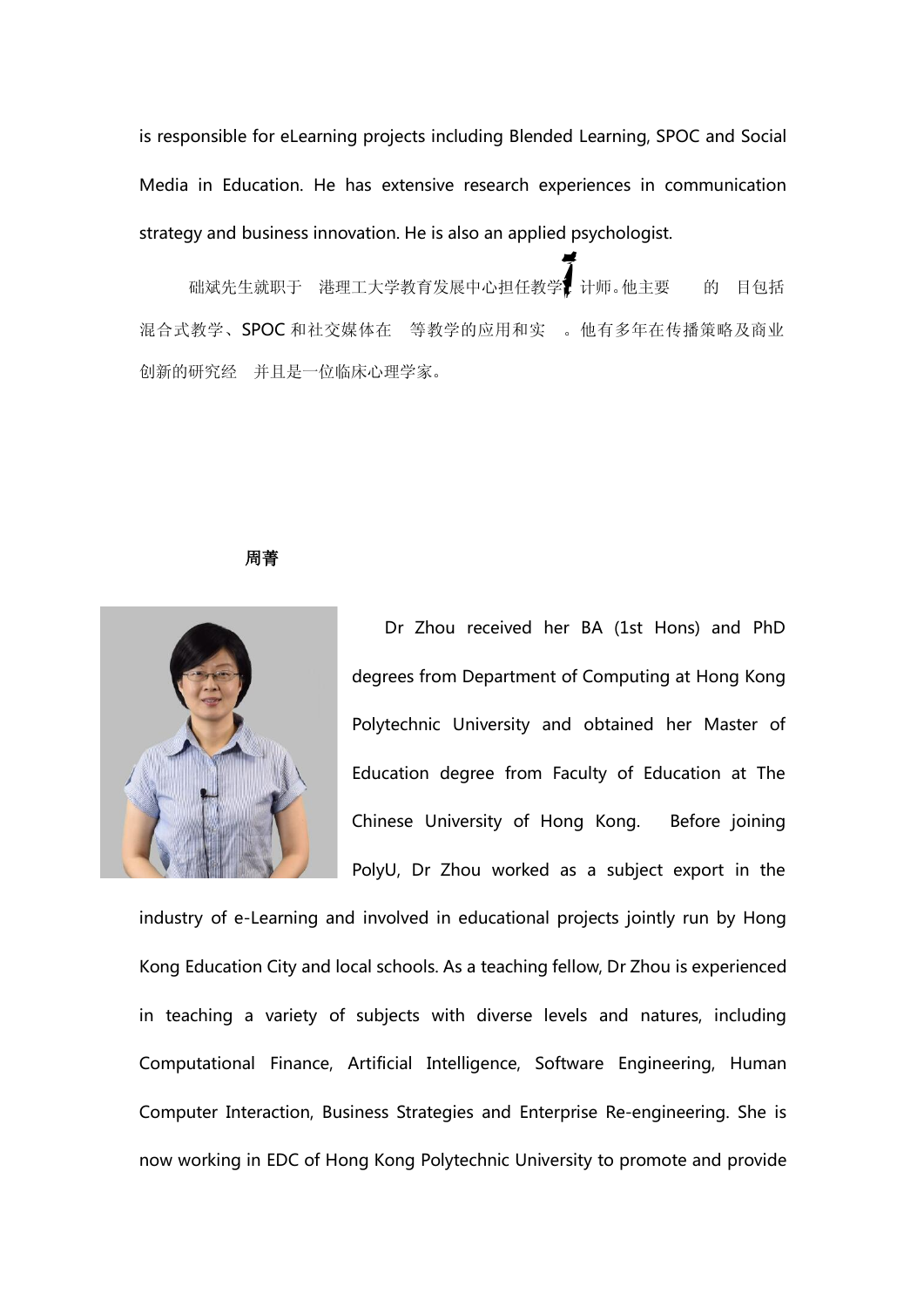is responsible for eLearning projects including Blended Learning, SPOC and Social Media in Education. He has extensive research experiences in communication strategy and business innovation. He is also an applied psychologist.

础斌先生就职于 港理工大学教育发展中心担任教学 计师。他主要 的 目包括混合式教学、SPOC 和社交媒体在 等教学的应用和实 。他有多年在传播策略及商业创新的研究经 并且是一位临床心理学家。

**周菁**

Dr Zhou received her BA (1st Hons) and PhD degrees from Department of Computing at Hong Kong Polytechnic University and obtained her Master of Education degree from Faculty of Education at The Chinese University of Hong Kong. Before joining PolyU, Dr Zhou worked as a subject export in the industry of e-Learning and involved in educational projects jointly run by Hong Kong Education City and local schools. As a teaching fellow, Dr Zhou is experienced in teaching a variety of subjects with diverse levels and natures, including Computational Finance, Artificial Intelligence, Software Engineering, Human Computer Interaction, Business Strategies and Enterprise Re-engineering. She is now working in EDC of Hong Kong Polytechnic University to promote and provide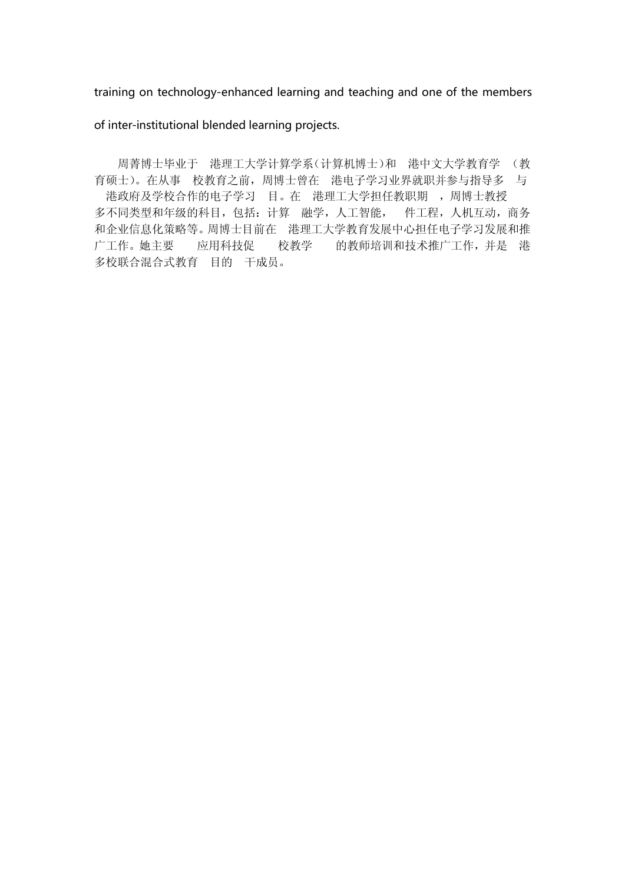training on technology-enhanced learning and teaching and one of the members of inter-institutional blended learning projects.

周菁博士毕业于　港理工大学计算学系（计算机博士）和　港中文大学教育学　（教育硕士）。在从事　校教育之前，周博士曾在　港电子学习业界就职并参与指导多　与　港政府及学校合作的电子学习　目。在　港理工大学担任教职期　，周博士教授　多不同类型和年级的科目，包括：计算　融学，人工智能，　件工程，人机互动，商务和企业信息化策略等。周博士目前在　港理工大学教育发展中心担任电子学习发展和推广工作。她主要　　应用科技促　　校教学　　的教师培训和技术推广工作，并是　港多校联合混合式教育　目的　干成员。